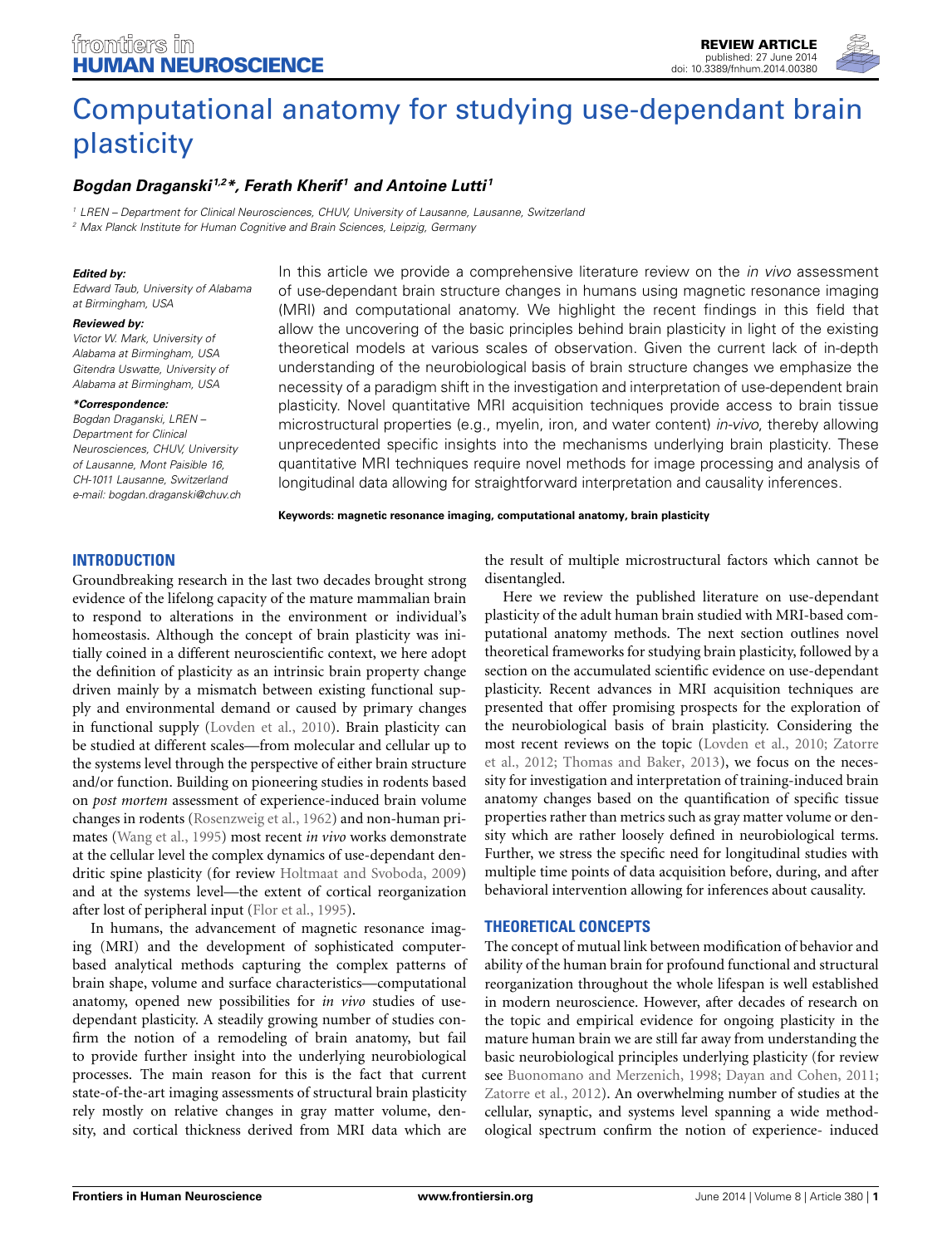REVIEW ARTICLE
published: 27 June 2014
doi: 10.3389/fnhum.2014.00380

# Computational anatomy for studying use-dependant brain plasticity

***Bogdan Draganski[1,2]\*, Ferath Kherif[1] and Antoine Lutti[1]***

[1] *LREN – Department for Clinical Neurosciences, CHUV, University of Lausanne, Lausanne, Switzerland*
[2] *Max Planck Institute for Human Cognitive and Brain Sciences, Leipzig, Germany*

***Edited by:***
*Edward Taub, University of Alabama at Birmingham, USA*

***Reviewed by:***
*Victor W. Mark, University of Alabama at Birmingham, USA*
*Gitendra Uswatte, University of Alabama at Birmingham, USA*

***\*Correspondence:***
*Bogdan Draganski, LREN – Department for Clinical Neurosciences, CHUV, University of Lausanne, Mont Paisible 16, CH-1011 Lausanne, Switzerland*
*e-mail: bogdan.draganski@chuv.ch*

In this article we provide a comprehensive literature review on the *in vivo* assessment of use-dependant brain structure changes in humans using magnetic resonance imaging (MRI) and computational anatomy. We highlight the recent findings in this field that allow the uncovering of the basic principles behind brain plasticity in light of the existing theoretical models at various scales of observation. Given the current lack of in-depth understanding of the neurobiological basis of brain structure changes we emphasize the necessity of a paradigm shift in the investigation and interpretation of use-dependent brain plasticity. Novel quantitative MRI acquisition techniques provide access to brain tissue microstructural properties (e.g., myelin, iron, and water content) *in-vivo*, thereby allowing unprecedented specific insights into the mechanisms underlying brain plasticity. These quantitative MRI techniques require novel methods for image processing and analysis of longitudinal data allowing for straightforward interpretation and causality inferences.

**Keywords: magnetic resonance imaging, computational anatomy, brain plasticity**

## INTRODUCTION

Groundbreaking research in the last two decades brought strong evidence of the lifelong capacity of the mature mammalian brain to respond to alterations in the environment or individual's homeostasis. Although the concept of brain plasticity was initially coined in a different neuroscientific context, we here adopt the definition of plasticity as an intrinsic brain property change driven mainly by a mismatch between existing functional supply and environmental demand or caused by primary changes in functional supply (Lovden et al., 2010). Brain plasticity can be studied at different scales—from molecular and cellular up to the systems level through the perspective of either brain structure and/or function. Building on pioneering studies in rodents based on *post mortem* assessment of experience-induced brain volume changes in rodents (Rosenzweig et al., 1962) and non-human primates (Wang et al., 1995) most recent *in vivo* works demonstrate at the cellular level the complex dynamics of use-dependant dendritic spine plasticity (for review Holtmaat and Svoboda, 2009) and at the systems level—the extent of cortical reorganization after lost of peripheral input (Flor et al., 1995).

In humans, the advancement of magnetic resonance imaging (MRI) and the development of sophisticated computer-based analytical methods capturing the complex patterns of brain shape, volume and surface characteristics—computational anatomy, opened new possibilities for *in vivo* studies of use-dependant plasticity. A steadily growing number of studies confirm the notion of a remodeling of brain anatomy, but fail to provide further insight into the underlying neurobiological processes. The main reason for this is the fact that current state-of-the-art imaging assessments of structural brain plasticity rely mostly on relative changes in gray matter volume, density, and cortical thickness derived from MRI data which are the result of multiple microstructural factors which cannot be disentangled.

Here we review the published literature on use-dependant plasticity of the adult human brain studied with MRI-based computational anatomy methods. The next section outlines novel theoretical frameworks for studying brain plasticity, followed by a section on the accumulated scientific evidence on use-dependant plasticity. Recent advances in MRI acquisition techniques are presented that offer promising prospects for the exploration of the neurobiological basis of brain plasticity. Considering the most recent reviews on the topic (Lovden et al., 2010; Zatorre et al., 2012; Thomas and Baker, 2013), we focus on the necessity for investigation and interpretation of training-induced brain anatomy changes based on the quantification of specific tissue properties rather than metrics such as gray matter volume or density which are rather loosely defined in neurobiological terms. Further, we stress the specific need for longitudinal studies with multiple time points of data acquisition before, during, and after behavioral intervention allowing for inferences about causality.

## THEORETICAL CONCEPTS

The concept of mutual link between modification of behavior and ability of the human brain for profound functional and structural reorganization throughout the whole lifespan is well established in modern neuroscience. However, after decades of research on the topic and empirical evidence for ongoing plasticity in the mature human brain we are still far away from understanding the basic neurobiological principles underlying plasticity (for review see Buonomano and Merzenich, 1998; Dayan and Cohen, 2011; Zatorre et al., 2012). An overwhelming number of studies at the cellular, synaptic, and systems level spanning a wide methodological spectrum confirm the notion of experience- induced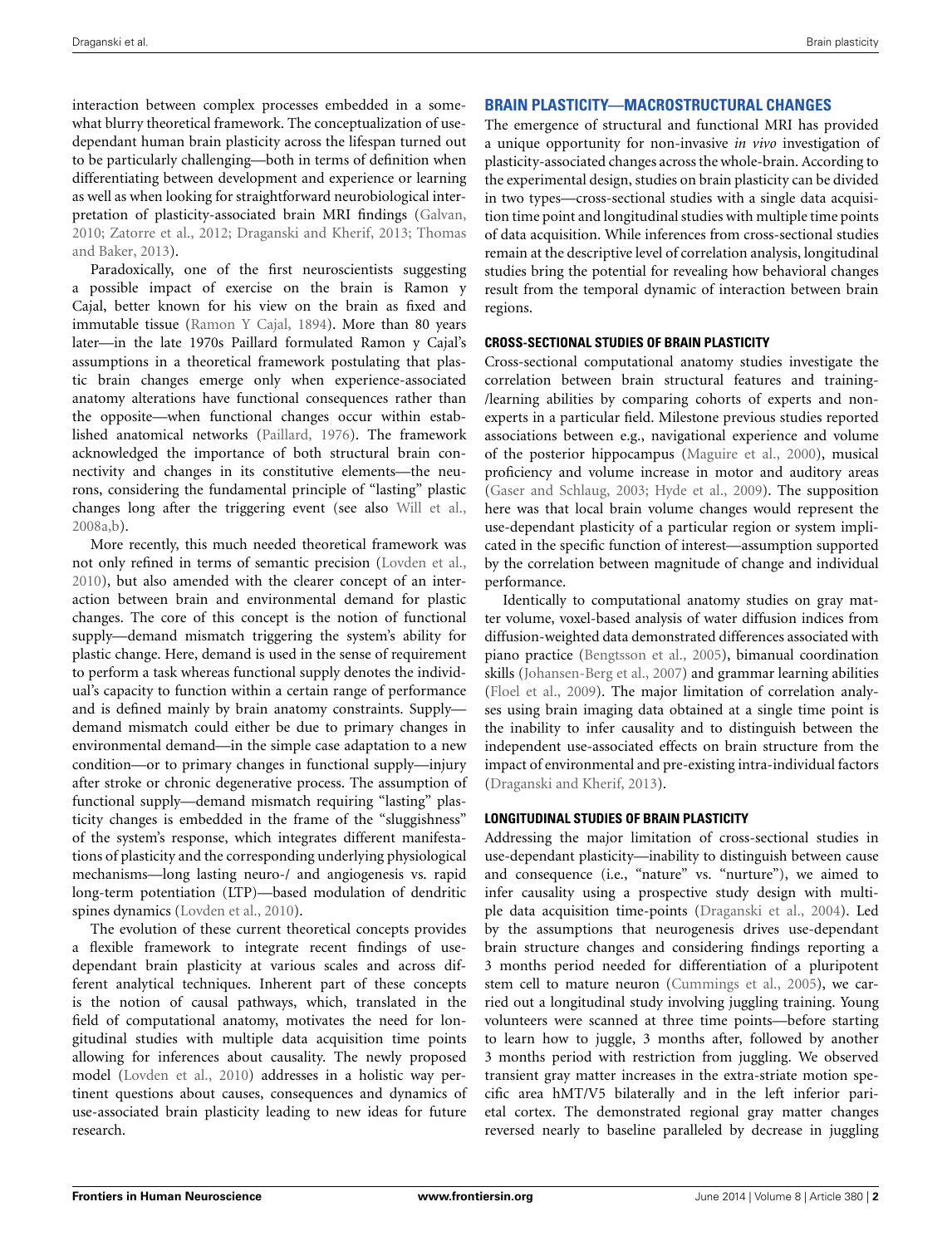interaction between complex processes embedded in a somewhat blurry theoretical framework. The conceptualization of use-dependant human brain plasticity across the lifespan turned out to be particularly challenging—both in terms of definition when differentiating between development and experience or learning as well as when looking for straightforward neurobiological interpretation of plasticity-associated brain MRI findings (Galvan, 2010; Zatorre et al., 2012; Draganski and Kherif, 2013; Thomas and Baker, 2013).

Paradoxically, one of the first neuroscientists suggesting a possible impact of exercise on the brain is Ramon y Cajal, better known for his view on the brain as fixed and immutable tissue (Ramon Y Cajal, 1894). More than 80 years later—in the late 1970s Paillard formulated Ramon y Cajal's assumptions in a theoretical framework postulating that plastic brain changes emerge only when experience-associated anatomy alterations have functional consequences rather than the opposite—when functional changes occur within established anatomical networks (Paillard, 1976). The framework acknowledged the importance of both structural brain connectivity and changes in its constitutive elements—the neurons, considering the fundamental principle of "lasting" plastic changes long after the triggering event (see also Will et al., 2008a,b).

More recently, this much needed theoretical framework was not only refined in terms of semantic precision (Lovden et al., 2010), but also amended with the clearer concept of an interaction between brain and environmental demand for plastic changes. The core of this concept is the notion of functional supply—demand mismatch triggering the system's ability for plastic change. Here, demand is used in the sense of requirement to perform a task whereas functional supply denotes the individual's capacity to function within a certain range of performance and is defined mainly by brain anatomy constraints. Supply—demand mismatch could either be due to primary changes in environmental demand—in the simple case adaptation to a new condition—or to primary changes in functional supply—injury after stroke or chronic degenerative process. The assumption of functional supply—demand mismatch requiring "lasting" plasticity changes is embedded in the frame of the "sluggishness" of the system's response, which integrates different manifestations of plasticity and the corresponding underlying physiological mechanisms—long lasting neuro-/ and angiogenesis vs. rapid long-term potentiation (LTP)—based modulation of dendritic spines dynamics (Lovden et al., 2010).

The evolution of these current theoretical concepts provides a flexible framework to integrate recent findings of use-dependant brain plasticity at various scales and across different analytical techniques. Inherent part of these concepts is the notion of causal pathways, which, translated in the field of computational anatomy, motivates the need for longitudinal studies with multiple data acquisition time points allowing for inferences about causality. The newly proposed model (Lovden et al., 2010) addresses in a holistic way pertinent questions about causes, consequences and dynamics of use-associated brain plasticity leading to new ideas for future research.

## BRAIN PLASTICITY—MACROSTRUCTURAL CHANGES

The emergence of structural and functional MRI has provided a unique opportunity for non-invasive *in vivo* investigation of plasticity-associated changes across the whole-brain. According to the experimental design, studies on brain plasticity can be divided in two types—cross-sectional studies with a single data acquisition time point and longitudinal studies with multiple time points of data acquisition. While inferences from cross-sectional studies remain at the descriptive level of correlation analysis, longitudinal studies bring the potential for revealing how behavioral changes result from the temporal dynamic of interaction between brain regions.

### CROSS-SECTIONAL STUDIES OF BRAIN PLASTICITY

Cross-sectional computational anatomy studies investigate the correlation between brain structural features and training-/learning abilities by comparing cohorts of experts and non-experts in a particular field. Milestone previous studies reported associations between e.g., navigational experience and volume of the posterior hippocampus (Maguire et al., 2000), musical proficiency and volume increase in motor and auditory areas (Gaser and Schlaug, 2003; Hyde et al., 2009). The supposition here was that local brain volume changes would represent the use-dependant plasticity of a particular region or system implicated in the specific function of interest—assumption supported by the correlation between magnitude of change and individual performance.

Identically to computational anatomy studies on gray matter volume, voxel-based analysis of water diffusion indices from diffusion-weighted data demonstrated differences associated with piano practice (Bengtsson et al., 2005), bimanual coordination skills (Johansen-Berg et al., 2007) and grammar learning abilities (Floel et al., 2009). The major limitation of correlation analyses using brain imaging data obtained at a single time point is the inability to infer causality and to distinguish between the independent use-associated effects on brain structure from the impact of environmental and pre-existing intra-individual factors (Draganski and Kherif, 2013).

### LONGITUDINAL STUDIES OF BRAIN PLASTICITY

Addressing the major limitation of cross-sectional studies in use-dependant plasticity—inability to distinguish between cause and consequence (i.e., "nature" vs. "nurture"), we aimed to infer causality using a prospective study design with multiple data acquisition time-points (Draganski et al., 2004). Led by the assumptions that neurogenesis drives use-dependant brain structure changes and considering findings reporting a 3 months period needed for differentiation of a pluripotent stem cell to mature neuron (Cummings et al., 2005), we carried out a longitudinal study involving juggling training. Young volunteers were scanned at three time points—before starting to learn how to juggle, 3 months after, followed by another 3 months period with restriction from juggling. We observed transient gray matter increases in the extra-striate motion specific area hMT/V5 bilaterally and in the left inferior parietal cortex. The demonstrated regional gray matter changes reversed nearly to baseline paralleled by decrease in juggling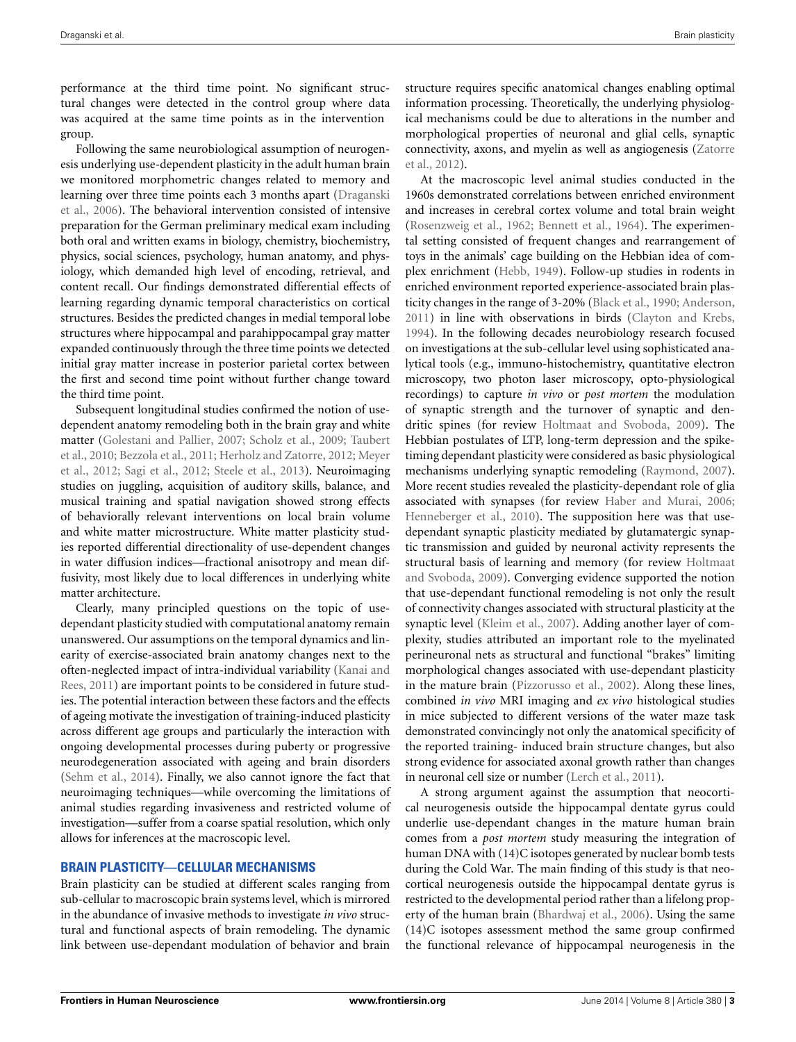performance at the third time point. No significant structural changes were detected in the control group where data was acquired at the same time points as in the intervention group.

Following the same neurobiological assumption of neurogenesis underlying use-dependent plasticity in the adult human brain we monitored morphometric changes related to memory and learning over three time points each 3 months apart (Draganski et al., 2006). The behavioral intervention consisted of intensive preparation for the German preliminary medical exam including both oral and written exams in biology, chemistry, biochemistry, physics, social sciences, psychology, human anatomy, and physiology, which demanded high level of encoding, retrieval, and content recall. Our findings demonstrated differential effects of learning regarding dynamic temporal characteristics on cortical structures. Besides the predicted changes in medial temporal lobe structures where hippocampal and parahippocampal gray matter expanded continuously through the three time points we detected initial gray matter increase in posterior parietal cortex between the first and second time point without further change toward the third time point.

Subsequent longitudinal studies confirmed the notion of use-dependent anatomy remodeling both in the brain gray and white matter (Golestani and Pallier, 2007; Scholz et al., 2009; Taubert et al., 2010; Bezzola et al., 2011; Herholz and Zatorre, 2012; Meyer et al., 2012; Sagi et al., 2012; Steele et al., 2013). Neuroimaging studies on juggling, acquisition of auditory skills, balance, and musical training and spatial navigation showed strong effects of behaviorally relevant interventions on local brain volume and white matter microstructure. White matter plasticity studies reported differential directionality of use-dependent changes in water diffusion indices—fractional anisotropy and mean diffusivity, most likely due to local differences in underlying white matter architecture.

Clearly, many principled questions on the topic of use-dependant plasticity studied with computational anatomy remain unanswered. Our assumptions on the temporal dynamics and linearity of exercise-associated brain anatomy changes next to the often-neglected impact of intra-individual variability (Kanai and Rees, 2011) are important points to be considered in future studies. The potential interaction between these factors and the effects of ageing motivate the investigation of training-induced plasticity across different age groups and particularly the interaction with ongoing developmental processes during puberty or progressive neurodegeneration associated with ageing and brain disorders (Sehm et al., 2014). Finally, we also cannot ignore the fact that neuroimaging techniques—while overcoming the limitations of animal studies regarding invasiveness and restricted volume of investigation—suffer from a coarse spatial resolution, which only allows for inferences at the macroscopic level.

## BRAIN PLASTICITY—CELLULAR MECHANISMS

Brain plasticity can be studied at different scales ranging from sub-cellular to macroscopic brain systems level, which is mirrored in the abundance of invasive methods to investigate *in vivo* structural and functional aspects of brain remodeling. The dynamic link between use-dependant modulation of behavior and brain structure requires specific anatomical changes enabling optimal information processing. Theoretically, the underlying physiological mechanisms could be due to alterations in the number and morphological properties of neuronal and glial cells, synaptic connectivity, axons, and myelin as well as angiogenesis (Zatorre et al., 2012).

At the macroscopic level animal studies conducted in the 1960s demonstrated correlations between enriched environment and increases in cerebral cortex volume and total brain weight (Rosenzweig et al., 1962; Bennett et al., 1964). The experimental setting consisted of frequent changes and rearrangement of toys in the animals' cage building on the Hebbian idea of complex enrichment (Hebb, 1949). Follow-up studies in rodents in enriched environment reported experience-associated brain plasticity changes in the range of 3-20% (Black et al., 1990; Anderson, 2011) in line with observations in birds (Clayton and Krebs, 1994). In the following decades neurobiology research focused on investigations at the sub-cellular level using sophisticated analytical tools (e.g., immuno-histochemistry, quantitative electron microscopy, two photon laser microscopy, opto-physiological recordings) to capture *in vivo* or *post mortem* the modulation of synaptic strength and the turnover of synaptic and dendritic spines (for review Holtmaat and Svoboda, 2009). The Hebbian postulates of LTP, long-term depression and the spike-timing dependant plasticity were considered as basic physiological mechanisms underlying synaptic remodeling (Raymond, 2007). More recent studies revealed the plasticity-dependant role of glia associated with synapses (for review Haber and Murai, 2006; Henneberger et al., 2010). The supposition here was that use-dependant synaptic plasticity mediated by glutamatergic synaptic transmission and guided by neuronal activity represents the structural basis of learning and memory (for review Holtmaat and Svoboda, 2009). Converging evidence supported the notion that use-dependant functional remodeling is not only the result of connectivity changes associated with structural plasticity at the synaptic level (Kleim et al., 2007). Adding another layer of complexity, studies attributed an important role to the myelinated perineuronal nets as structural and functional "brakes" limiting morphological changes associated with use-dependant plasticity in the mature brain (Pizzorusso et al., 2002). Along these lines, combined *in vivo* MRI imaging and *ex vivo* histological studies in mice subjected to different versions of the water maze task demonstrated convincingly not only the anatomical specificity of the reported training- induced brain structure changes, but also strong evidence for associated axonal growth rather than changes in neuronal cell size or number (Lerch et al., 2011).

A strong argument against the assumption that neocortical neurogenesis outside the hippocampal dentate gyrus could underlie use-dependant changes in the mature human brain comes from a *post mortem* study measuring the integration of human DNA with (14)C isotopes generated by nuclear bomb tests during the Cold War. The main finding of this study is that neocortical neurogenesis outside the hippocampal dentate gyrus is restricted to the developmental period rather than a lifelong property of the human brain (Bhardwaj et al., 2006). Using the same (14)C isotopes assessment method the same group confirmed the functional relevance of hippocampal neurogenesis in the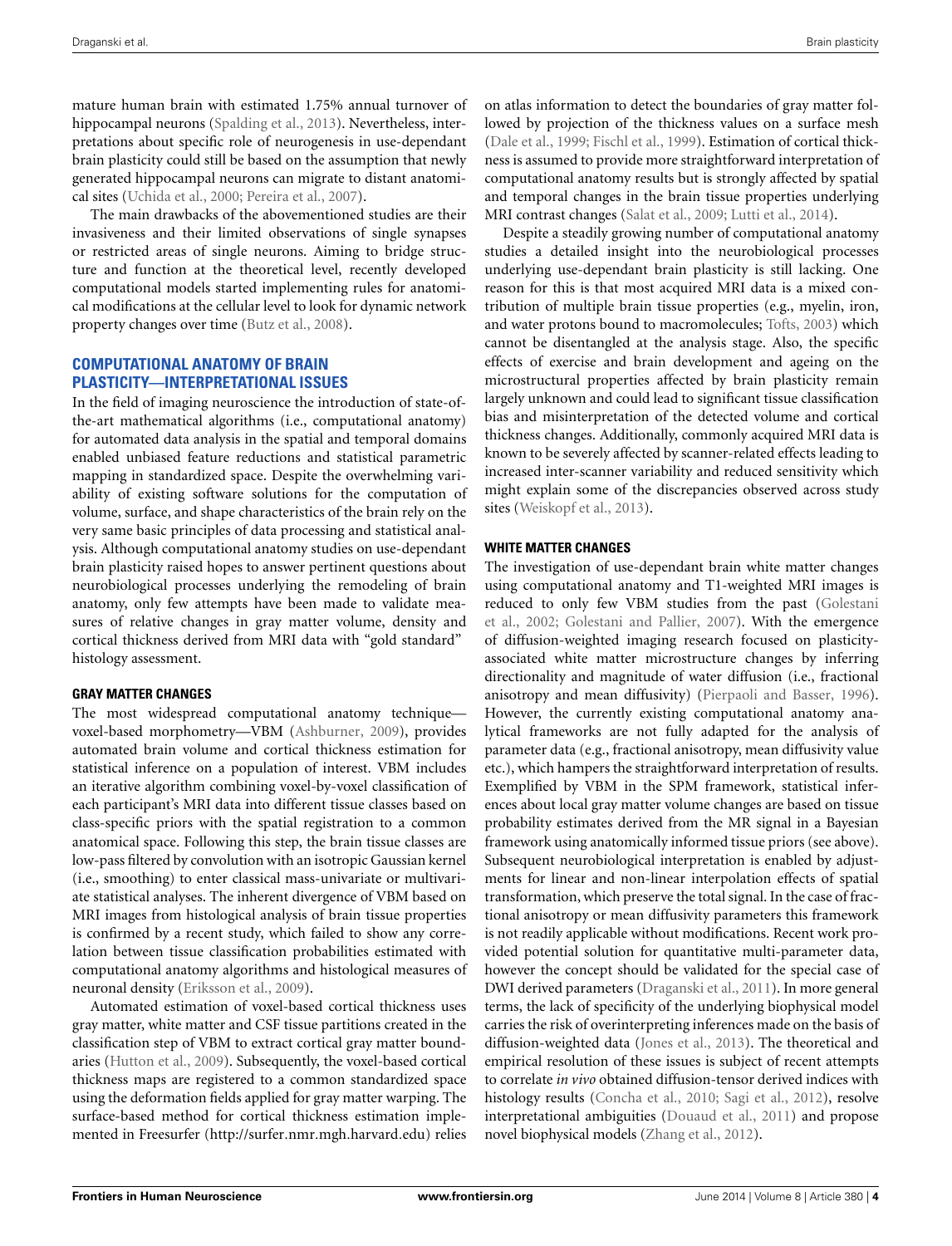mature human brain with estimated 1.75% annual turnover of hippocampal neurons (Spalding et al., 2013). Nevertheless, interpretations about specific role of neurogenesis in use-dependant brain plasticity could still be based on the assumption that newly generated hippocampal neurons can migrate to distant anatomical sites (Uchida et al., 2000; Pereira et al., 2007).

The main drawbacks of the abovementioned studies are their invasiveness and their limited observations of single synapses or restricted areas of single neurons. Aiming to bridge structure and function at the theoretical level, recently developed computational models started implementing rules for anatomical modifications at the cellular level to look for dynamic network property changes over time (Butz et al., 2008).

## COMPUTATIONAL ANATOMY OF BRAIN PLASTICITY—INTERPRETATIONAL ISSUES

In the field of imaging neuroscience the introduction of state-of-the-art mathematical algorithms (i.e., computational anatomy) for automated data analysis in the spatial and temporal domains enabled unbiased feature reductions and statistical parametric mapping in standardized space. Despite the overwhelming variability of existing software solutions for the computation of volume, surface, and shape characteristics of the brain rely on the very same basic principles of data processing and statistical analysis. Although computational anatomy studies on use-dependant brain plasticity raised hopes to answer pertinent questions about neurobiological processes underlying the remodeling of brain anatomy, only few attempts have been made to validate measures of relative changes in gray matter volume, density and cortical thickness derived from MRI data with "gold standard" histology assessment.

### GRAY MATTER CHANGES

The most widespread computational anatomy technique—voxel-based morphometry—VBM (Ashburner, 2009), provides automated brain volume and cortical thickness estimation for statistical inference on a population of interest. VBM includes an iterative algorithm combining voxel-by-voxel classification of each participant's MRI data into different tissue classes based on class-specific priors with the spatial registration to a common anatomical space. Following this step, the brain tissue classes are low-pass filtered by convolution with an isotropic Gaussian kernel (i.e., smoothing) to enter classical mass-univariate or multivariate statistical analyses. The inherent divergence of VBM based on MRI images from histological analysis of brain tissue properties is confirmed by a recent study, which failed to show any correlation between tissue classification probabilities estimated with computational anatomy algorithms and histological measures of neuronal density (Eriksson et al., 2009).

Automated estimation of voxel-based cortical thickness uses gray matter, white matter and CSF tissue partitions created in the classification step of VBM to extract cortical gray matter boundaries (Hutton et al., 2009). Subsequently, the voxel-based cortical thickness maps are registered to a common standardized space using the deformation fields applied for gray matter warping. The surface-based method for cortical thickness estimation implemented in Freesurfer (http://surfer.nmr.mgh.harvard.edu) relies on atlas information to detect the boundaries of gray matter followed by projection of the thickness values on a surface mesh (Dale et al., 1999; Fischl et al., 1999). Estimation of cortical thickness is assumed to provide more straightforward interpretation of computational anatomy results but is strongly affected by spatial and temporal changes in the brain tissue properties underlying MRI contrast changes (Salat et al., 2009; Lutti et al., 2014).

Despite a steadily growing number of computational anatomy studies a detailed insight into the neurobiological processes underlying use-dependant brain plasticity is still lacking. One reason for this is that most acquired MRI data is a mixed contribution of multiple brain tissue properties (e.g., myelin, iron, and water protons bound to macromolecules; Tofts, 2003) which cannot be disentangled at the analysis stage. Also, the specific effects of exercise and brain development and ageing on the microstructural properties affected by brain plasticity remain largely unknown and could lead to significant tissue classification bias and misinterpretation of the detected volume and cortical thickness changes. Additionally, commonly acquired MRI data is known to be severely affected by scanner-related effects leading to increased inter-scanner variability and reduced sensitivity which might explain some of the discrepancies observed across study sites (Weiskopf et al., 2013).

### WHITE MATTER CHANGES

The investigation of use-dependant brain white matter changes using computational anatomy and T1-weighted MRI images is reduced to only few VBM studies from the past (Golestani et al., 2002; Golestani and Pallier, 2007). With the emergence of diffusion-weighted imaging research focused on plasticity-associated white matter microstructure changes by inferring directionality and magnitude of water diffusion (i.e., fractional anisotropy and mean diffusivity) (Pierpaoli and Basser, 1996). However, the currently existing computational anatomy analytical frameworks are not fully adapted for the analysis of parameter data (e.g., fractional anisotropy, mean diffusivity value etc.), which hampers the straightforward interpretation of results. Exemplified by VBM in the SPM framework, statistical inferences about local gray matter volume changes are based on tissue probability estimates derived from the MR signal in a Bayesian framework using anatomically informed tissue priors (see above). Subsequent neurobiological interpretation is enabled by adjustments for linear and non-linear interpolation effects of spatial transformation, which preserve the total signal. In the case of fractional anisotropy or mean diffusivity parameters this framework is not readily applicable without modifications. Recent work provided potential solution for quantitative multi-parameter data, however the concept should be validated for the special case of DWI derived parameters (Draganski et al., 2011). In more general terms, the lack of specificity of the underlying biophysical model carries the risk of overinterpreting inferences made on the basis of diffusion-weighted data (Jones et al., 2013). The theoretical and empirical resolution of these issues is subject of recent attempts to correlate *in vivo* obtained diffusion-tensor derived indices with histology results (Concha et al., 2010; Sagi et al., 2012), resolve interpretational ambiguities (Douaud et al., 2011) and propose novel biophysical models (Zhang et al., 2012).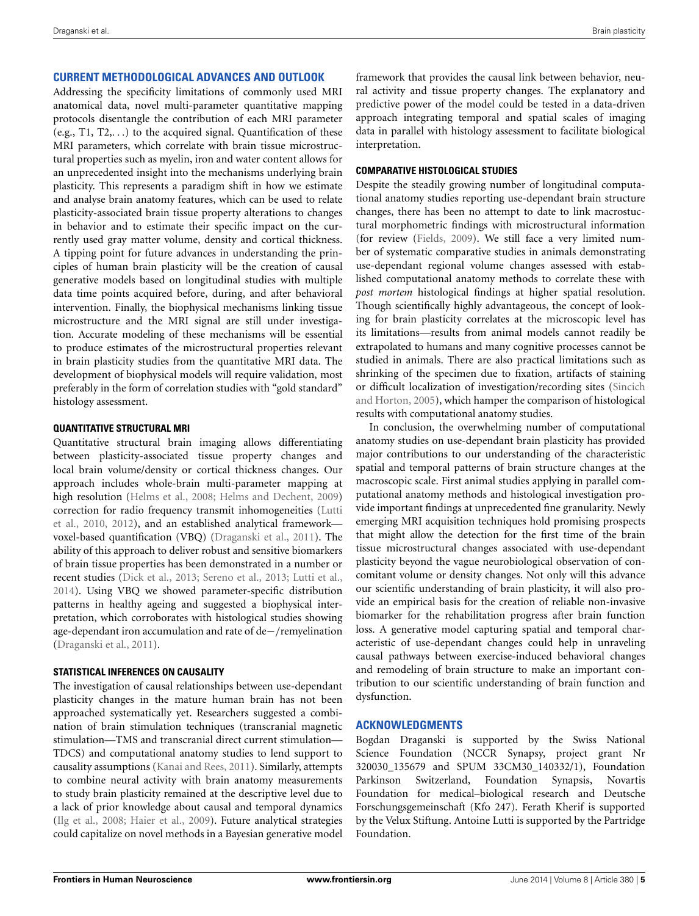## CURRENT METHODOLOGICAL ADVANCES AND OUTLOOK

Addressing the specificity limitations of commonly used MRI anatomical data, novel multi-parameter quantitative mapping protocols disentangle the contribution of each MRI parameter (e.g., T1, T2,. . .) to the acquired signal. Quantification of these MRI parameters, which correlate with brain tissue microstructural properties such as myelin, iron and water content allows for an unprecedented insight into the mechanisms underlying brain plasticity. This represents a paradigm shift in how we estimate and analyse brain anatomy features, which can be used to relate plasticity-associated brain tissue property alterations to changes in behavior and to estimate their specific impact on the currently used gray matter volume, density and cortical thickness. A tipping point for future advances in understanding the principles of human brain plasticity will be the creation of causal generative models based on longitudinal studies with multiple data time points acquired before, during, and after behavioral intervention. Finally, the biophysical mechanisms linking tissue microstructure and the MRI signal are still under investigation. Accurate modeling of these mechanisms will be essential to produce estimates of the microstructural properties relevant in brain plasticity studies from the quantitative MRI data. The development of biophysical models will require validation, most preferably in the form of correlation studies with "gold standard" histology assessment.

### QUANTITATIVE STRUCTURAL MRI

Quantitative structural brain imaging allows differentiating between plasticity-associated tissue property changes and local brain volume/density or cortical thickness changes. Our approach includes whole-brain multi-parameter mapping at high resolution (Helms et al., 2008; Helms and Dechent, 2009) correction for radio frequency transmit inhomogeneities (Lutti et al., 2010, 2012), and an established analytical framework—voxel-based quantification (VBQ) (Draganski et al., 2011). The ability of this approach to deliver robust and sensitive biomarkers of brain tissue properties has been demonstrated in a number or recent studies (Dick et al., 2013; Sereno et al., 2013; Lutti et al., 2014). Using VBQ we showed parameter-specific distribution patterns in healthy ageing and suggested a biophysical interpretation, which corroborates with histological studies showing age-dependant iron accumulation and rate of de−/remyelination (Draganski et al., 2011).

### STATISTICAL INFERENCES ON CAUSALITY

The investigation of causal relationships between use-dependant plasticity changes in the mature human brain has not been approached systematically yet. Researchers suggested a combination of brain stimulation techniques (transcranial magnetic stimulation—TMS and transcranial direct current stimulation—TDCS) and computational anatomy studies to lend support to causality assumptions (Kanai and Rees, 2011). Similarly, attempts to combine neural activity with brain anatomy measurements to study brain plasticity remained at the descriptive level due to a lack of prior knowledge about causal and temporal dynamics (Ilg et al., 2008; Haier et al., 2009). Future analytical strategies could capitalize on novel methods in a Bayesian generative model framework that provides the causal link between behavior, neural activity and tissue property changes. The explanatory and predictive power of the model could be tested in a data-driven approach integrating temporal and spatial scales of imaging data in parallel with histology assessment to facilitate biological interpretation.

### COMPARATIVE HISTOLOGICAL STUDIES

Despite the steadily growing number of longitudinal computational anatomy studies reporting use-dependant brain structure changes, there has been no attempt to date to link macrostuctural morphometric findings with microstructural information (for review (Fields, 2009). We still face a very limited number of systematic comparative studies in animals demonstrating use-dependant regional volume changes assessed with established computational anatomy methods to correlate these with *post mortem* histological findings at higher spatial resolution. Though scientifically highly advantageous, the concept of looking for brain plasticity correlates at the microscopic level has its limitations—results from animal models cannot readily be extrapolated to humans and many cognitive processes cannot be studied in animals. There are also practical limitations such as shrinking of the specimen due to fixation, artifacts of staining or difficult localization of investigation/recording sites (Sincich and Horton, 2005), which hamper the comparison of histological results with computational anatomy studies.

In conclusion, the overwhelming number of computational anatomy studies on use-dependant brain plasticity has provided major contributions to our understanding of the characteristic spatial and temporal patterns of brain structure changes at the macroscopic scale. First animal studies applying in parallel computational anatomy methods and histological investigation provide important findings at unprecedented fine granularity. Newly emerging MRI acquisition techniques hold promising prospects that might allow the detection for the first time of the brain tissue microstructural changes associated with use-dependant plasticity beyond the vague neurobiological observation of concomitant volume or density changes. Not only will this advance our scientific understanding of brain plasticity, it will also provide an empirical basis for the creation of reliable non-invasive biomarker for the rehabilitation progress after brain function loss. A generative model capturing spatial and temporal characteristic of use-dependant changes could help in unraveling causal pathways between exercise-induced behavioral changes and remodeling of brain structure to make an important contribution to our scientific understanding of brain function and dysfunction.

## ACKNOWLEDGMENTS

Bogdan Draganski is supported by the Swiss National Science Foundation (NCCR Synapsy, project grant Nr 320030_135679 and SPUM 33CM30_140332/1), Foundation Parkinson Switzerland, Foundation Synapsis, Novartis Foundation for medical–biological research and Deutsche Forschungsgemeinschaft (Kfo 247). Ferath Kherif is supported by the Velux Stiftung. Antoine Lutti is supported by the Partridge Foundation.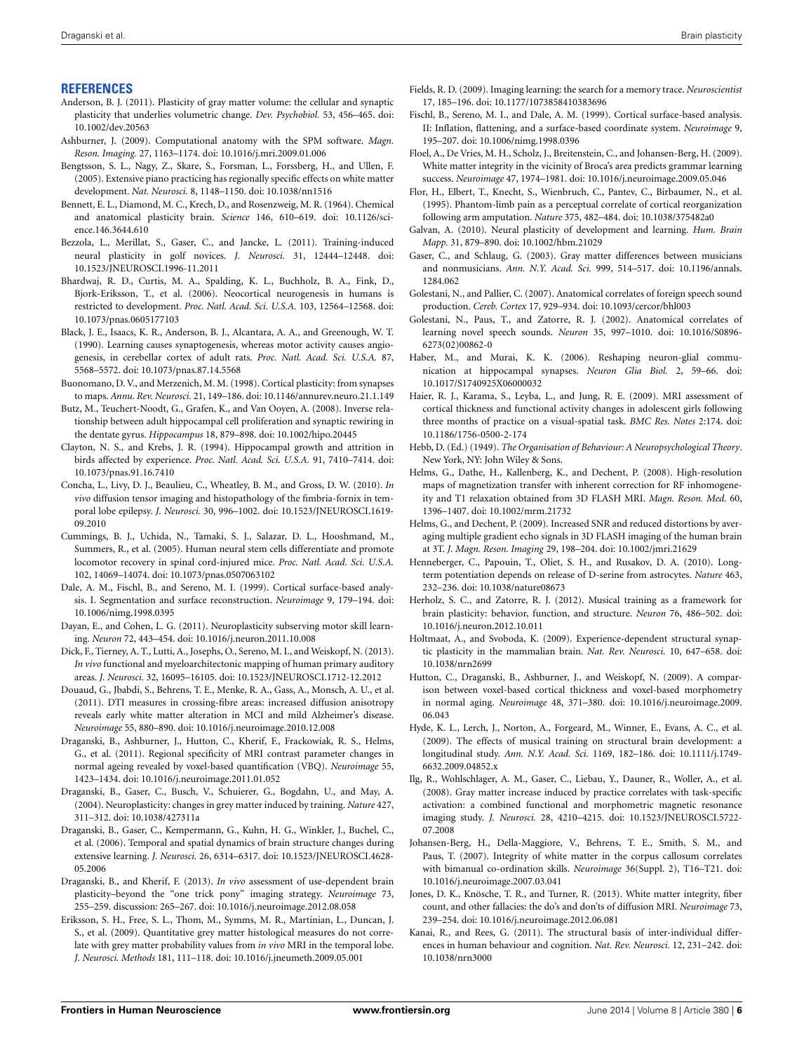## REFERENCES

Anderson, B. J. (2011). Plasticity of gray matter volume: the cellular and synaptic plasticity that underlies volumetric change. *Dev. Psychobiol.* 53, 456–465. doi: 10.1002/dev.20563

Ashburner, J. (2009). Computational anatomy with the SPM software. *Magn. Reson. Imaging.* 27, 1163–1174. doi: 10.1016/j.mri.2009.01.006

Bengtsson, S. L., Nagy, Z., Skare, S., Forsman, L., Forssberg, H., and Ullen, F. (2005). Extensive piano practicing has regionally specific effects on white matter development. *Nat. Neurosci.* 8, 1148–1150. doi: 10.1038/nn1516

Bennett, E. L., Diamond, M. C., Krech, D., and Rosenzweig, M. R. (1964). Chemical and anatomical plasticity brain. *Science* 146, 610–619. doi: 10.1126/science.146.3644.610

Bezzola, L., Merillat, S., Gaser, C., and Jancke, L. (2011). Training-induced neural plasticity in golf novices. *J. Neurosci.* 31, 12444–12448. doi: 10.1523/JNEUROSCI.1996-11.2011

Bhardwaj, R. D., Curtis, M. A., Spalding, K. L., Buchholz, B. A., Fink, D., Bjork-Eriksson, T., et al. (2006). Neocortical neurogenesis in humans is restricted to development. *Proc. Natl. Acad. Sci. U.S.A.* 103, 12564–12568. doi: 10.1073/pnas.0605177103

Black, J. E., Isaacs, K. R., Anderson, B. J., Alcantara, A. A., and Greenough, W. T. (1990). Learning causes synaptogenesis, whereas motor activity causes angiogenesis, in cerebellar cortex of adult rats. *Proc. Natl. Acad. Sci. U.S.A.* 87, 5568–5572. doi: 10.1073/pnas.87.14.5568

Buonomano, D. V., and Merzenich, M. M. (1998). Cortical plasticity: from synapses to maps. *Annu. Rev. Neurosci.* 21, 149–186. doi: 10.1146/annurev.neuro.21.1.149

Butz, M., Teuchert-Noodt, G., Grafen, K., and Van Ooyen, A. (2008). Inverse relationship between adult hippocampal cell proliferation and synaptic rewiring in the dentate gyrus. *Hippocampus* 18, 879–898. doi: 10.1002/hipo.20445

Clayton, N. S., and Krebs, J. R. (1994). Hippocampal growth and attrition in birds affected by experience. *Proc. Natl. Acad. Sci. U.S.A.* 91, 7410–7414. doi: 10.1073/pnas.91.16.7410

Concha, L., Livy, D. J., Beaulieu, C., Wheatley, B. M., and Gross, D. W. (2010). *In vivo* diffusion tensor imaging and histopathology of the fimbria-fornix in temporal lobe epilepsy. *J. Neurosci.* 30, 996–1002. doi: 10.1523/JNEUROSCI.1619-09.2010

Cummings, B. J., Uchida, N., Tamaki, S. J., Salazar, D. L., Hooshmand, M., Summers, R., et al. (2005). Human neural stem cells differentiate and promote locomotor recovery in spinal cord-injured mice. *Proc. Natl. Acad. Sci. U.S.A.* 102, 14069–14074. doi: 10.1073/pnas.0507063102

Dale, A. M., Fischl, B., and Sereno, M. I. (1999). Cortical surface-based analysis. I. Segmentation and surface reconstruction. *Neuroimage* 9, 179–194. doi: 10.1006/nimg.1998.0395

Dayan, E., and Cohen, L. G. (2011). Neuroplasticity subserving motor skill learning. *Neuron* 72, 443–454. doi: 10.1016/j.neuron.2011.10.008

Dick, F., Tierney, A. T., Lutti, A., Josephs, O., Sereno, M. I., and Weiskopf, N. (2013). *In vivo* functional and myeloarchitectonic mapping of human primary auditory areas. *J. Neurosci.* 32, 16095–16105. doi: 10.1523/JNEUROSCI.1712-12.2012

Douaud, G., Jbabdi, S., Behrens, T. E., Menke, R. A., Gass, A., Monsch, A. U., et al. (2011). DTI measures in crossing-fibre areas: increased diffusion anisotropy reveals early white matter alteration in MCI and mild Alzheimer's disease. *Neuroimage* 55, 880–890. doi: 10.1016/j.neuroimage.2010.12.008

Draganski, B., Ashburner, J., Hutton, C., Kherif, F., Frackowiak, R. S., Helms, G., et al. (2011). Regional specificity of MRI contrast parameter changes in normal ageing revealed by voxel-based quantification (VBQ). *Neuroimage* 55, 1423–1434. doi: 10.1016/j.neuroimage.2011.01.052

Draganski, B., Gaser, C., Busch, V., Schuierer, G., Bogdahn, U., and May, A. (2004). Neuroplasticity: changes in grey matter induced by training. *Nature* 427, 311–312. doi: 10.1038/427311a

Draganski, B., Gaser, C., Kempermann, G., Kuhn, H. G., Winkler, J., Buchel, C., et al. (2006). Temporal and spatial dynamics of brain structure changes during extensive learning. *J. Neurosci.* 26, 6314–6317. doi: 10.1523/JNEUROSCI.4628-05.2006

Draganski, B., and Kherif, F. (2013). *In vivo* assessment of use-dependent brain plasticity–beyond the "one trick pony" imaging strategy. *Neuroimage* 73, 255–259. discussion: 265–267. doi: 10.1016/j.neuroimage.2012.08.058

Eriksson, S. H., Free, S. L., Thom, M., Symms, M. R., Martinian, L., Duncan, J. S., et al. (2009). Quantitative grey matter histological measures do not correlate with grey matter probability values from *in vivo* MRI in the temporal lobe. *J. Neurosci. Methods* 181, 111–118. doi: 10.1016/j.jneumeth.2009.05.001

Fields, R. D. (2009). Imaging learning: the search for a memory trace. *Neuroscientist* 17, 185–196. doi: 10.1177/1073858410383696

Fischl, B., Sereno, M. I., and Dale, A. M. (1999). Cortical surface-based analysis. II: Inflation, flattening, and a surface-based coordinate system. *Neuroimage* 9, 195–207. doi: 10.1006/nimg.1998.0396

Floel, A., De Vries, M. H., Scholz, J., Breitenstein, C., and Johansen-Berg, H. (2009). White matter integrity in the vicinity of Broca's area predicts grammar learning success. *Neuroimage* 47, 1974–1981. doi: 10.1016/j.neuroimage.2009.05.046

Flor, H., Elbert, T., Knecht, S., Wienbruch, C., Pantev, C., Birbaumer, N., et al. (1995). Phantom-limb pain as a perceptual correlate of cortical reorganization following arm amputation. *Nature* 375, 482–484. doi: 10.1038/375482a0

Galvan, A. (2010). Neural plasticity of development and learning. *Hum. Brain Mapp.* 31, 879–890. doi: 10.1002/hbm.21029

Gaser, C., and Schlaug, G. (2003). Gray matter differences between musicians and nonmusicians. *Ann. N.Y. Acad. Sci.* 999, 514–517. doi: 10.1196/annals.1284.062

Golestani, N., and Pallier, C. (2007). Anatomical correlates of foreign speech sound production. *Cereb. Cortex* 17, 929–934. doi: 10.1093/cercor/bhl003

Golestani, N., Paus, T., and Zatorre, R. J. (2002). Anatomical correlates of learning novel speech sounds. *Neuron* 35, 997–1010. doi: 10.1016/S0896-6273(02)00862-0

Haber, M., and Murai, K. K. (2006). Reshaping neuron-glial communication at hippocampal synapses. *Neuron Glia Biol.* 2, 59–66. doi: 10.1017/S1740925X06000032

Haier, R. J., Karama, S., Leyba, L., and Jung, R. E. (2009). MRI assessment of cortical thickness and functional activity changes in adolescent girls following three months of practice on a visual-spatial task. *BMC Res. Notes* 2:174. doi: 10.1186/1756-0500-2-174

Hebb, D. (Ed.) (1949). *The Organisation of Behaviour: A Neuropsychological Theory*. New York, NY: John Wiley & Sons.

Helms, G., Dathe, H., Kallenberg, K., and Dechent, P. (2008). High-resolution maps of magnetization transfer with inherent correction for RF inhomogeneity and T1 relaxation obtained from 3D FLASH MRI. *Magn. Reson. Med.* 60, 1396–1407. doi: 10.1002/mrm.21732

Helms, G., and Dechent, P. (2009). Increased SNR and reduced distortions by averaging multiple gradient echo signals in 3D FLASH imaging of the human brain at 3T. *J. Magn. Reson. Imaging* 29, 198–204. doi: 10.1002/jmri.21629

Henneberger, C., Papouin, T., Oliet, S. H., and Rusakov, D. A. (2010). Long-term potentiation depends on release of D-serine from astrocytes. *Nature* 463, 232–236. doi: 10.1038/nature08673

Herholz, S. C., and Zatorre, R. J. (2012). Musical training as a framework for brain plasticity: behavior, function, and structure. *Neuron* 76, 486–502. doi: 10.1016/j.neuron.2012.10.011

Holtmaat, A., and Svoboda, K. (2009). Experience-dependent structural synaptic plasticity in the mammalian brain. *Nat. Rev. Neurosci.* 10, 647–658. doi: 10.1038/nrn2699

Hutton, C., Draganski, B., Ashburner, J., and Weiskopf, N. (2009). A comparison between voxel-based cortical thickness and voxel-based morphometry in normal aging. *Neuroimage* 48, 371–380. doi: 10.1016/j.neuroimage.2009.06.043

Hyde, K. L., Lerch, J., Norton, A., Forgeard, M., Winner, E., Evans, A. C., et al. (2009). The effects of musical training on structural brain development: a longitudinal study. *Ann. N.Y. Acad. Sci.* 1169, 182–186. doi: 10.1111/j.1749-6632.2009.04852.x

Ilg, R., Wohlschlager, A. M., Gaser, C., Liebau, Y., Dauner, R., Woller, A., et al. (2008). Gray matter increase induced by practice correlates with task-specific activation: a combined functional and morphometric magnetic resonance imaging study. *J. Neurosci.* 28, 4210–4215. doi: 10.1523/JNEUROSCI.5722-07.2008

Johansen-Berg, H., Della-Maggiore, V., Behrens, T. E., Smith, S. M., and Paus, T. (2007). Integrity of white matter in the corpus callosum correlates with bimanual co-ordination skills. *Neuroimage* 36(Suppl. 2), T16–T21. doi: 10.1016/j.neuroimage.2007.03.041

Jones, D. K., Knösche, T. R., and Turner, R. (2013). White matter integrity, fiber count, and other fallacies: the do's and don'ts of diffusion MRI. *Neuroimage* 73, 239–254. doi: 10.1016/j.neuroimage.2012.06.081

Kanai, R., and Rees, G. (2011). The structural basis of inter-individual differences in human behaviour and cognition. *Nat. Rev. Neurosci.* 12, 231–242. doi: 10.1038/nrn3000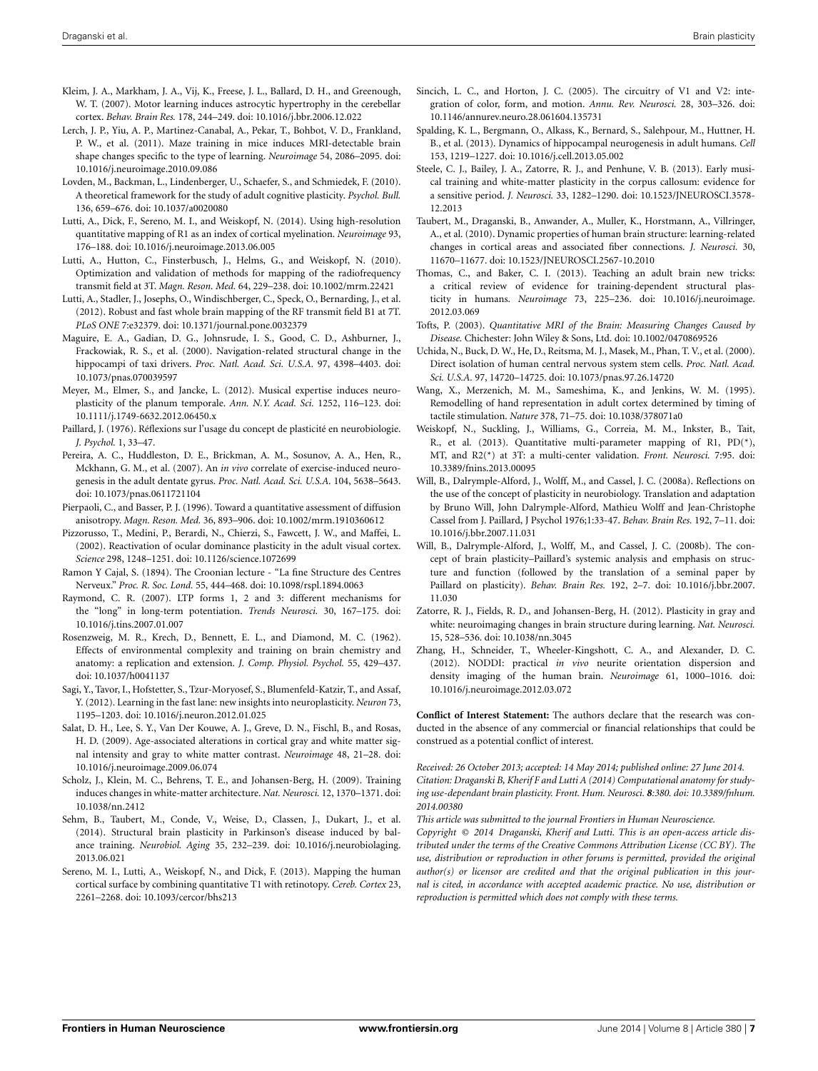Kleim, J. A., Markham, J. A., Vij, K., Freese, J. L., Ballard, D. H., and Greenough, W. T. (2007). Motor learning induces astrocytic hypertrophy in the cerebellar cortex. *Behav. Brain Res.* 178, 244–249. doi: 10.1016/j.bbr.2006.12.022

Lerch, J. P., Yiu, A. P., Martinez-Canabal, A., Pekar, T., Bohbot, V. D., Frankland, P. W., et al. (2011). Maze training in mice induces MRI-detectable brain shape changes specific to the type of learning. *Neuroimage* 54, 2086–2095. doi: 10.1016/j.neuroimage.2010.09.086

Lovden, M., Backman, L., Lindenberger, U., Schaefer, S., and Schmiedek, F. (2010). A theoretical framework for the study of adult cognitive plasticity. *Psychol. Bull.* 136, 659–676. doi: 10.1037/a0020080

Lutti, A., Dick, F., Sereno, M. I., and Weiskopf, N. (2014). Using high-resolution quantitative mapping of R1 as an index of cortical myelination. *Neuroimage* 93, 176–188. doi: 10.1016/j.neuroimage.2013.06.005

Lutti, A., Hutton, C., Finsterbusch, J., Helms, G., and Weiskopf, N. (2010). Optimization and validation of methods for mapping of the radiofrequency transmit field at 3T. *Magn. Reson. Med.* 64, 229–238. doi: 10.1002/mrm.22421

Lutti, A., Stadler, J., Josephs, O., Windischberger, C., Speck, O., Bernarding, J., et al. (2012). Robust and fast whole brain mapping of the RF transmit field B1 at 7T. *PLoS ONE* 7:e32379. doi: 10.1371/journal.pone.0032379

Maguire, E. A., Gadian, D. G., Johnsrude, I. S., Good, C. D., Ashburner, J., Frackowiak, R. S., et al. (2000). Navigation-related structural change in the hippocampi of taxi drivers. *Proc. Natl. Acad. Sci. U.S.A.* 97, 4398–4403. doi: 10.1073/pnas.070039597

Meyer, M., Elmer, S., and Jancke, L. (2012). Musical expertise induces neuroplasticity of the planum temporale. *Ann. N.Y. Acad. Sci.* 1252, 116–123. doi: 10.1111/j.1749-6632.2012.06450.x

Paillard, J. (1976). Réflexions sur l'usage du concept de plasticité en neurobiologie. *J. Psychol.* 1, 33–47.

Pereira, A. C., Huddleston, D. E., Brickman, A. M., Sosunov, A. A., Hen, R., Mckhann, G. M., et al. (2007). An *in vivo* correlate of exercise-induced neurogenesis in the adult dentate gyrus. *Proc. Natl. Acad. Sci. U.S.A.* 104, 5638–5643. doi: 10.1073/pnas.0611721104

Pierpaoli, C., and Basser, P. J. (1996). Toward a quantitative assessment of diffusion anisotropy. *Magn. Reson. Med.* 36, 893–906. doi: 10.1002/mrm.1910360612

Pizzorusso, T., Medini, P., Berardi, N., Chierzi, S., Fawcett, J. W., and Maffei, L. (2002). Reactivation of ocular dominance plasticity in the adult visual cortex. *Science* 298, 1248–1251. doi: 10.1126/science.1072699

Ramon Y Cajal, S. (1894). The Croonian lecture - "La fine Structure des Centres Nerveux." *Proc. R. Soc. Lond.* 55, 444–468. doi: 10.1098/rspl.1894.0063

Raymond, C. R. (2007). LTP forms 1, 2 and 3: different mechanisms for the "long" in long-term potentiation. *Trends Neurosci.* 30, 167–175. doi: 10.1016/j.tins.2007.01.007

Rosenzweig, M. R., Krech, D., Bennett, E. L., and Diamond, M. C. (1962). Effects of environmental complexity and training on brain chemistry and anatomy: a replication and extension. *J. Comp. Physiol. Psychol.* 55, 429–437. doi: 10.1037/h0041137

Sagi, Y., Tavor, I., Hofstetter, S., Tzur-Moryosef, S., Blumenfeld-Katzir, T., and Assaf, Y. (2012). Learning in the fast lane: new insights into neuroplasticity. *Neuron* 73, 1195–1203. doi: 10.1016/j.neuron.2012.01.025

Salat, D. H., Lee, S. Y., Van Der Kouwe, A. J., Greve, D. N., Fischl, B., and Rosas, H. D. (2009). Age-associated alterations in cortical gray and white matter signal intensity and gray to white matter contrast. *Neuroimage* 48, 21–28. doi: 10.1016/j.neuroimage.2009.06.074

Scholz, J., Klein, M. C., Behrens, T. E., and Johansen-Berg, H. (2009). Training induces changes in white-matter architecture. *Nat. Neurosci.* 12, 1370–1371. doi: 10.1038/nn.2412

Sehm, B., Taubert, M., Conde, V., Weise, D., Classen, J., Dukart, J., et al. (2014). Structural brain plasticity in Parkinson's disease induced by balance training. *Neurobiol. Aging* 35, 232–239. doi: 10.1016/j.neurobiolaging.2013.06.021

Sereno, M. I., Lutti, A., Weiskopf, N., and Dick, F. (2013). Mapping the human cortical surface by combining quantitative T1 with retinotopy. *Cereb. Cortex* 23, 2261–2268. doi: 10.1093/cercor/bhs213

Sincich, L. C., and Horton, J. C. (2005). The circuitry of V1 and V2: integration of color, form, and motion. *Annu. Rev. Neurosci.* 28, 303–326. doi: 10.1146/annurev.neuro.28.061604.135731

Spalding, K. L., Bergmann, O., Alkass, K., Bernard, S., Salehpour, M., Huttner, H. B., et al. (2013). Dynamics of hippocampal neurogenesis in adult humans. *Cell* 153, 1219–1227. doi: 10.1016/j.cell.2013.05.002

Steele, C. J., Bailey, J. A., Zatorre, R. J., and Penhune, V. B. (2013). Early musical training and white-matter plasticity in the corpus callosum: evidence for a sensitive period. *J. Neurosci.* 33, 1282–1290. doi: 10.1523/JNEUROSCI.3578-12.2013

Taubert, M., Draganski, B., Anwander, A., Muller, K., Horstmann, A., Villringer, A., et al. (2010). Dynamic properties of human brain structure: learning-related changes in cortical areas and associated fiber connections. *J. Neurosci.* 30, 11670–11677. doi: 10.1523/JNEUROSCI.2567-10.2010

Thomas, C., and Baker, C. I. (2013). Teaching an adult brain new tricks: a critical review of evidence for training-dependent structural plasticity in humans. *Neuroimage* 73, 225–236. doi: 10.1016/j.neuroimage.2012.03.069

Tofts, P. (2003). *Quantitative MRI of the Brain: Measuring Changes Caused by Disease.* Chichester: John Wiley & Sons, Ltd. doi: 10.1002/0470869526

Uchida, N., Buck, D. W., He, D., Reitsma, M. J., Masek, M., Phan, T. V., et al. (2000). Direct isolation of human central nervous system stem cells. *Proc. Natl. Acad. Sci. U.S.A.* 97, 14720–14725. doi: 10.1073/pnas.97.26.14720

Wang, X., Merzenich, M. M., Sameshima, K., and Jenkins, W. M. (1995). Remodelling of hand representation in adult cortex determined by timing of tactile stimulation. *Nature* 378, 71–75. doi: 10.1038/378071a0

Weiskopf, N., Suckling, J., Williams, G., Correia, M. M., Inkster, B., Tait, R., et al. (2013). Quantitative multi-parameter mapping of R1, PD(*), MT, and R2(*) at 3T: a multi-center validation. *Front. Neurosci.* 7:95. doi: 10.3389/fnins.2013.00095

Will, B., Dalrymple-Alford, J., Wolff, M., and Cassel, J. C. (2008a). Reflections on the use of the concept of plasticity in neurobiology. Translation and adaptation by Bruno Will, John Dalrymple-Alford, Mathieu Wolff and Jean-Christophe Cassel from J. Paillard, J Psychol 1976;1:33-47. *Behav. Brain Res.* 192, 7–11. doi: 10.1016/j.bbr.2007.11.031

Will, B., Dalrymple-Alford, J., Wolff, M., and Cassel, J. C. (2008b). The concept of brain plasticity–Paillard's systemic analysis and emphasis on structure and function (followed by the translation of a seminal paper by Paillard on plasticity). *Behav. Brain Res.* 192, 2–7. doi: 10.1016/j.bbr.2007.11.030

Zatorre, R. J., Fields, R. D., and Johansen-Berg, H. (2012). Plasticity in gray and white: neuroimaging changes in brain structure during learning. *Nat. Neurosci.* 15, 528–536. doi: 10.1038/nn.3045

Zhang, H., Schneider, T., Wheeler-Kingshott, C. A., and Alexander, D. C. (2012). NODDI: practical *in vivo* neurite orientation dispersion and density imaging of the human brain. *Neuroimage* 61, 1000–1016. doi: 10.1016/j.neuroimage.2012.03.072

**Conflict of Interest Statement:** The authors declare that the research was conducted in the absence of any commercial or financial relationships that could be construed as a potential conflict of interest.

*Received: 26 October 2013; accepted: 14 May 2014; published online: 27 June 2014.*

*Citation: Draganski B, Kherif F and Lutti A (2014) Computational anatomy for studying use-dependant brain plasticity. Front. Hum. Neurosci.* ***8****:380. doi: 10.3389/fnhum.2014.00380*

*This article was submitted to the journal Frontiers in Human Neuroscience.*

*Copyright © 2014 Draganski, Kherif and Lutti. This is an open-access article distributed under the terms of the Creative Commons Attribution License (CC BY). The use, distribution or reproduction in other forums is permitted, provided the original author(s) or licensor are credited and that the original publication in this journal is cited, in accordance with accepted academic practice. No use, distribution or reproduction is permitted which does not comply with these terms.*